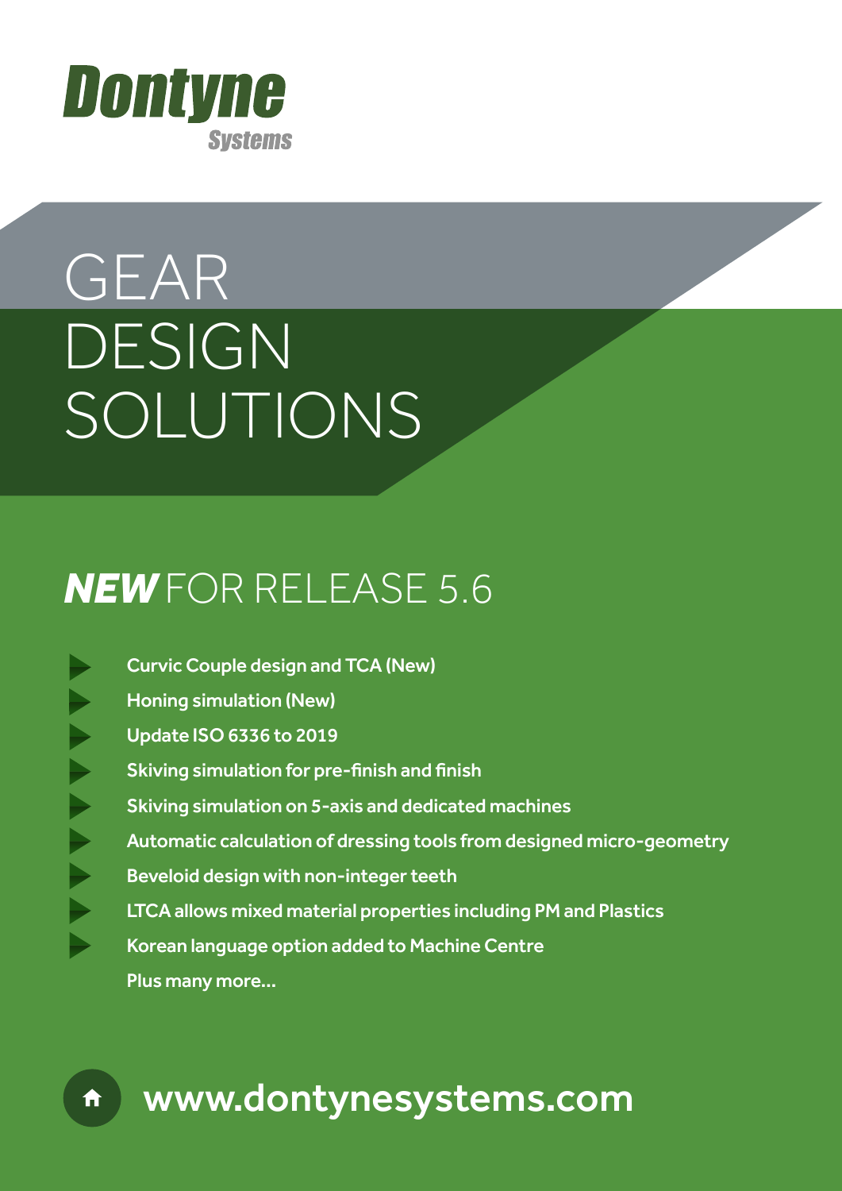# Dontyne Systems

# GEAR DESIGN SOLUTIONS

## ***NEW*** FOR RELEASE 5.6

- Curvic Couple design and TCA (New)
- Honing simulation (New)
- Update ISO 6336 to 2019
- Skiving simulation for pre-finish and finish
- Skiving simulation on 5-axis and dedicated machines
- Automatic calculation of dressing tools from designed micro-geometry
- Beveloid design with non-integer teeth
- LTCA allows mixed material properties including PM and Plastics
- Korean language option added to Machine Centre

Plus many more...

www.dontynesystems.com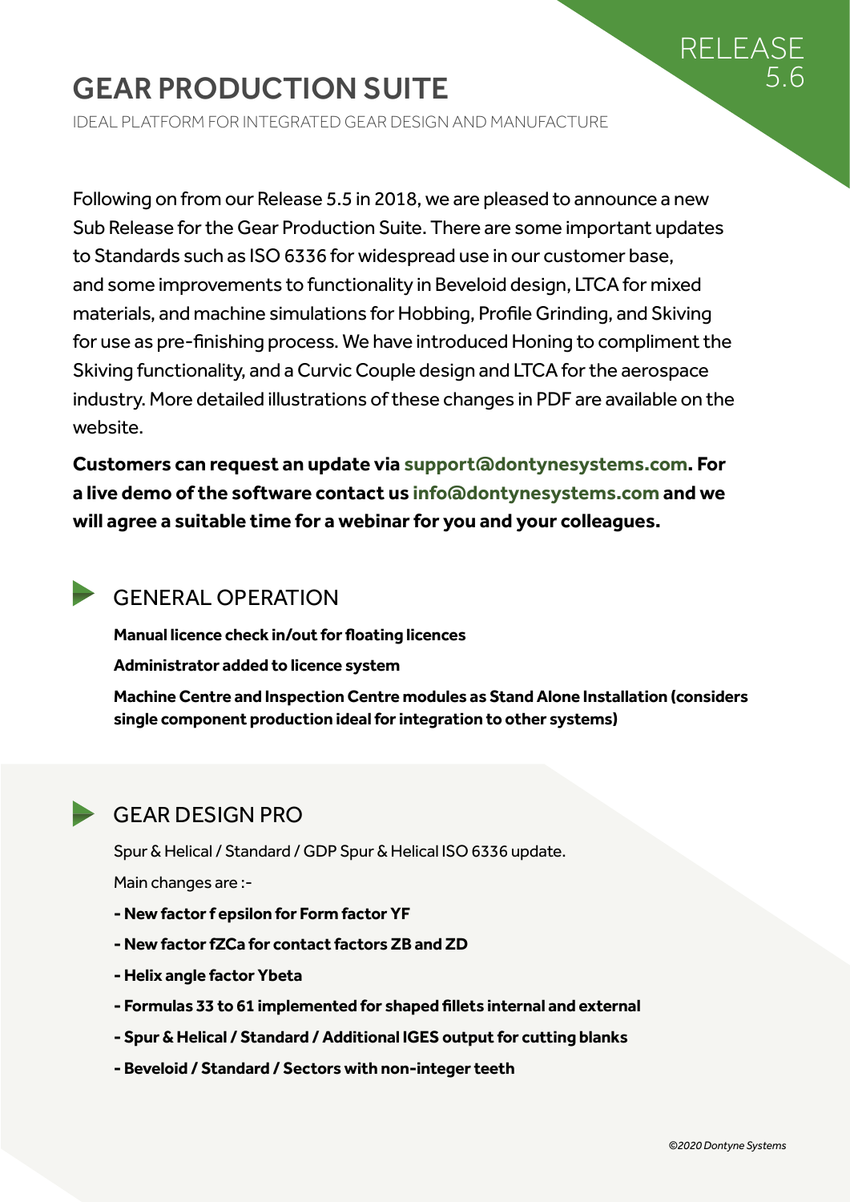# GEAR PRODUCTION SUITE

IDEAL PLATFORM FOR INTEGRATED GEAR DESIGN AND MANUFACTURE

RELEASE 5.6

Following on from our Release 5.5 in 2018, we are pleased to announce a new Sub Release for the Gear Production Suite. There are some important updates to Standards such as ISO 6336 for widespread use in our customer base, and some improvements to functionality in Beveloid design, LTCA for mixed materials, and machine simulations for Hobbing, Profile Grinding, and Skiving for use as pre-finishing process. We have introduced Honing to compliment the Skiving functionality, and a Curvic Couple design and LTCA for the aerospace industry. More detailed illustrations of these changes in PDF are available on the website.

**Customers can request an update via support@dontynesystems.com. For a live demo of the software contact us info@dontynesystems.com and we will agree a suitable time for a webinar for you and your colleagues.**

## GENERAL OPERATION

**Manual licence check in/out for floating licences**

**Administrator added to licence system**

**Machine Centre and Inspection Centre modules as Stand Alone Installation (considers single component production ideal for integration to other systems)**

## GEAR DESIGN PRO

Spur & Helical / Standard / GDP Spur & Helical ISO 6336 update.

Main changes are :-

**- New factor f epsilon for Form factor YF**

**- New factor fZCa for contact factors ZB and ZD**

**- Helix angle factor Ybeta**

**- Formulas 33 to 61 implemented for shaped fillets internal and external**

**- Spur & Helical / Standard / Additional IGES output for cutting blanks**

**- Beveloid / Standard / Sectors with non-integer teeth**

*©2020 Dontyne Systems*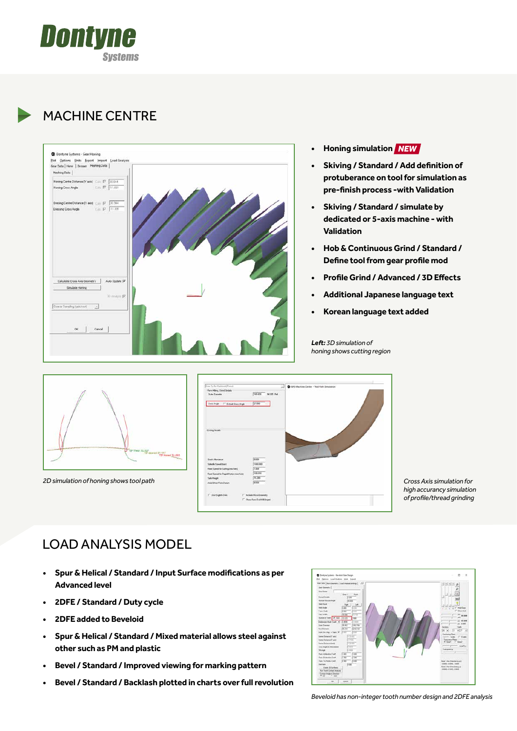Dontyne Systems

## MACHINE CENTRE

- **Honing simulation** ***NEW***
- **Skiving / Standard / Add definition of protuberance on tool for simulation as pre-finish process -with Validation**
- **Skiving / Standard / simulate by dedicated or 5-axis machine - with Validation**
- **Hob & Continuous Grind / Standard / Define tool from gear profile mod**
- **Profile Grind / Advanced / 3D Effects**
- **Additional Japanese language text**
- **Korean language text added**

***Left:*** *3D simulation of honing shows cutting region*

*2D simulation of honing shows tool path*

*Cross Axis simulation for high accurancy simulation of profile/thread grinding*

## LOAD ANALYSIS MODEL

- **Spur & Helical / Standard / Input Surface modifications as per Advanced level**
- **2DFE / Standard / Duty cycle**
- **2DFE added to Beveloid**
- **Spur & Helical / Standard / Mixed material allows steel against other such as PM and plastic**
- **Bevel / Standard / Improved viewing for marking pattern**
- **Bevel / Standard / Backlash plotted in charts over full revolution**

*Beveloid has non-integer tooth number design and 2DFE analysis*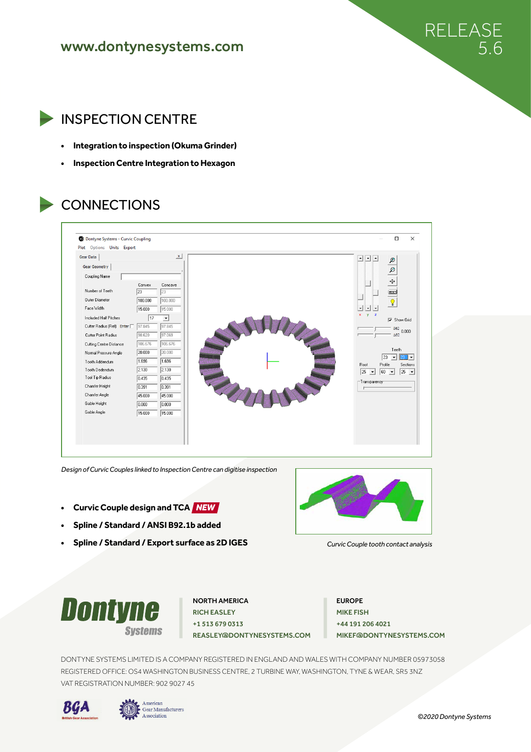www.dontynesystems.com

RELEASE 5.6

## INSPECTION CENTRE

- **Integration to inspection (Okuma Grinder)**
- **Inspection Centre Integration to Hexagon**

## CONNECTIONS

*Design of Curvic Couples linked to Inspection Centre can digitise inspection*

- **Curvic Couple design and TCA** ***NEW***
- **Spline / Standard / ANSI B92.1b added**
- **Spline / Standard / Export surface as 2D IGES**

*Curvic Couple tooth contact analysis*

**Dontyne Systems**

NORTH AMERICA
RICH EASLEY
+1 513 679 0313
REASLEY@DONTYNESYSTEMS.COM

EUROPE
MIKE FISH
+44 191 206 4021
MIKEF@DONTYNESYSTEMS.COM

DONTYNE SYSTEMS LIMITED IS A COMPANY REGISTERED IN ENGLAND AND WALES WITH COMPANY NUMBER 05973058
REGISTERED OFFICE: OS4 WASHINGTON BUSINESS CENTRE, 2 TURBINE WAY, WASHINGTON, TYNE & WEAR, SR5 3NZ
VAT REGISTRATION NUMBER: 902 9027 45

BGA British Gear Association

American Gear Manufacturers Association

*©2020 Dontyne Systems*